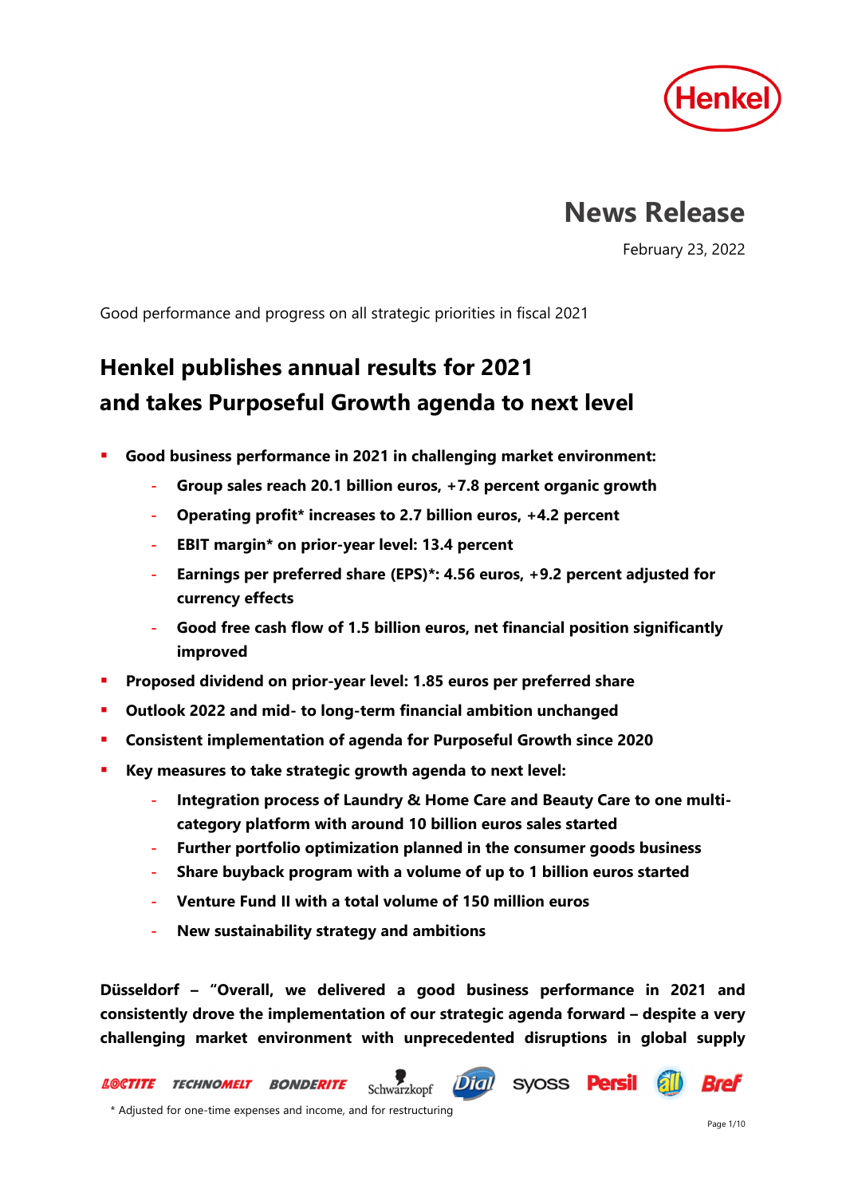Henkel

# News Release

February 23, 2022

Good performance and progress on all strategic priorities in fiscal 2021

## Henkel publishes annual results for 2021 and takes Purposeful Growth agenda to next level

- **Good business performance in 2021 in challenging market environment:**
  - **Group sales reach 20.1 billion euros, +7.8 percent organic growth**
  - **Operating profit* increases to 2.7 billion euros, +4.2 percent**
  - **EBIT margin* on prior-year level: 13.4 percent**
  - **Earnings per preferred share (EPS)*: 4.56 euros, +9.2 percent adjusted for currency effects**
  - **Good free cash flow of 1.5 billion euros, net financial position significantly improved**
- **Proposed dividend on prior-year level: 1.85 euros per preferred share**
- **Outlook 2022 and mid- to long-term financial ambition unchanged**
- **Consistent implementation of agenda for Purposeful Growth since 2020**
- **Key measures to take strategic growth agenda to next level:**
  - **Integration process of Laundry & Home Care and Beauty Care to one multi-category platform with around 10 billion euros sales started**
  - **Further portfolio optimization planned in the consumer goods business**
  - **Share buyback program with a volume of up to 1 billion euros started**
  - **Venture Fund II with a total volume of 150 million euros**
  - **New sustainability strategy and ambitions**

**Düsseldorf – "Overall, we delivered a good business performance in 2021 and consistently drove the implementation of our strategic agenda forward – despite a very challenging market environment with unprecedented disruptions in global supply**

LOCTITE TECHNOMELT BONDERITE Schwarzkopf Dial syoss Persil all Bref

\* Adjusted for one-time expenses and income, and for restructuring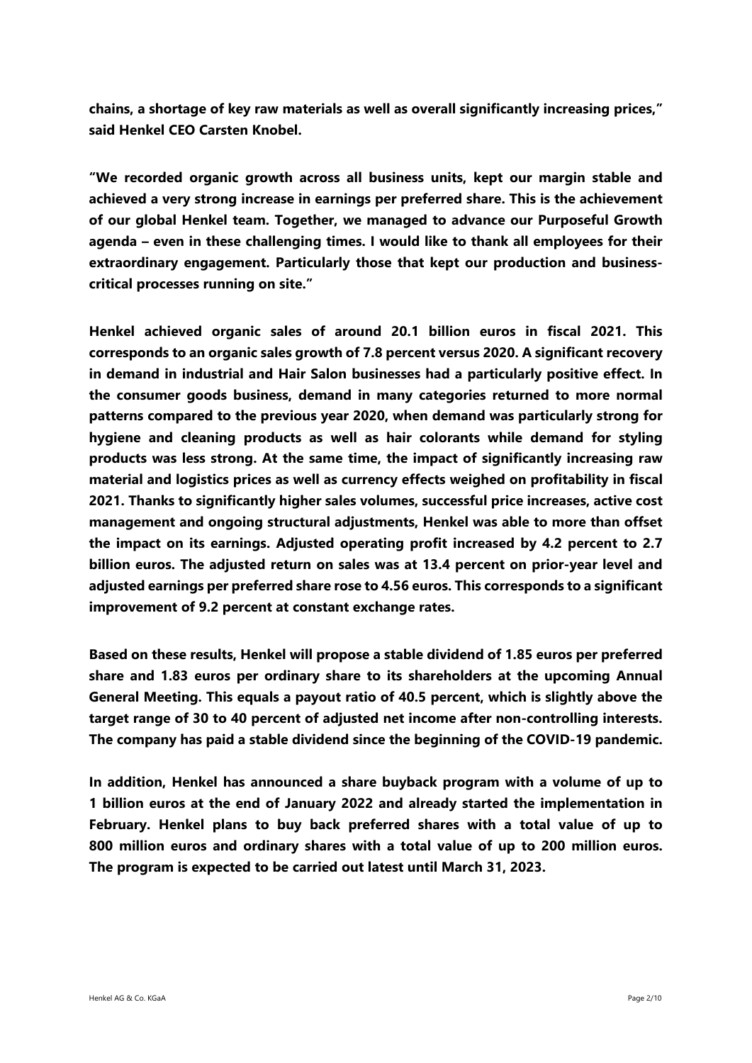**chains, a shortage of key raw materials as well as overall significantly increasing prices," said Henkel CEO Carsten Knobel.**

**"We recorded organic growth across all business units, kept our margin stable and achieved a very strong increase in earnings per preferred share. This is the achievement of our global Henkel team. Together, we managed to advance our Purposeful Growth agenda – even in these challenging times. I would like to thank all employees for their extraordinary engagement. Particularly those that kept our production and business-critical processes running on site."**

**Henkel achieved organic sales of around 20.1 billion euros in fiscal 2021. This corresponds to an organic sales growth of 7.8 percent versus 2020. A significant recovery in demand in industrial and Hair Salon businesses had a particularly positive effect. In the consumer goods business, demand in many categories returned to more normal patterns compared to the previous year 2020, when demand was particularly strong for hygiene and cleaning products as well as hair colorants while demand for styling products was less strong. At the same time, the impact of significantly increasing raw material and logistics prices as well as currency effects weighed on profitability in fiscal 2021. Thanks to significantly higher sales volumes, successful price increases, active cost management and ongoing structural adjustments, Henkel was able to more than offset the impact on its earnings. Adjusted operating profit increased by 4.2 percent to 2.7 billion euros. The adjusted return on sales was at 13.4 percent on prior-year level and adjusted earnings per preferred share rose to 4.56 euros. This corresponds to a significant improvement of 9.2 percent at constant exchange rates.**

**Based on these results, Henkel will propose a stable dividend of 1.85 euros per preferred share and 1.83 euros per ordinary share to its shareholders at the upcoming Annual General Meeting. This equals a payout ratio of 40.5 percent, which is slightly above the target range of 30 to 40 percent of adjusted net income after non-controlling interests. The company has paid a stable dividend since the beginning of the COVID-19 pandemic.**

**In addition, Henkel has announced a share buyback program with a volume of up to 1 billion euros at the end of January 2022 and already started the implementation in February. Henkel plans to buy back preferred shares with a total value of up to 800 million euros and ordinary shares with a total value of up to 200 million euros. The program is expected to be carried out latest until March 31, 2023.**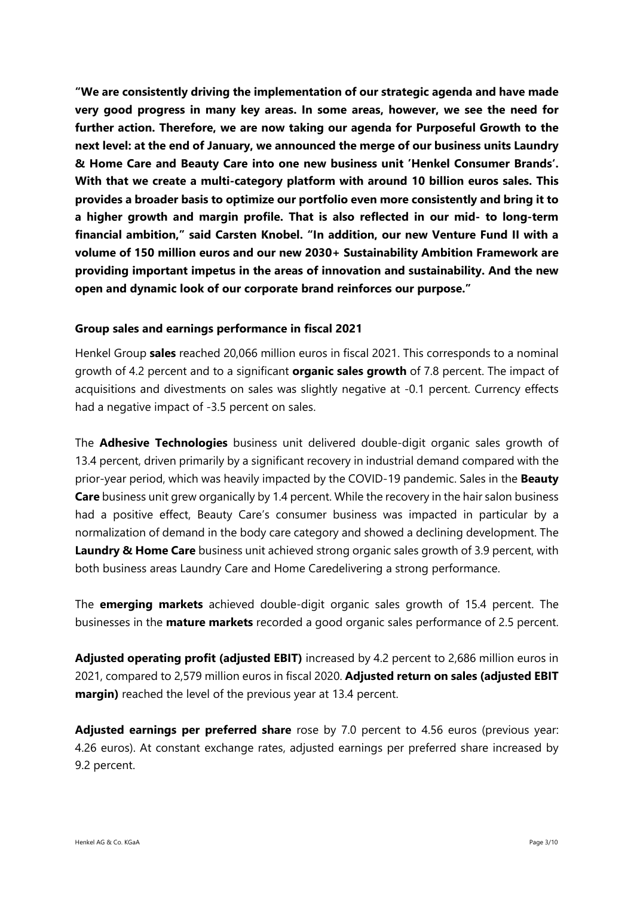**"We are consistently driving the implementation of our strategic agenda and have made very good progress in many key areas. In some areas, however, we see the need for further action. Therefore, we are now taking our agenda for Purposeful Growth to the next level: at the end of January, we announced the merge of our business units Laundry & Home Care and Beauty Care into one new business unit 'Henkel Consumer Brands'. With that we create a multi-category platform with around 10 billion euros sales. This provides a broader basis to optimize our portfolio even more consistently and bring it to a higher growth and margin profile. That is also reflected in our mid- to long-term financial ambition," said Carsten Knobel. "In addition, our new Venture Fund II with a volume of 150 million euros and our new 2030+ Sustainability Ambition Framework are providing important impetus in the areas of innovation and sustainability. And the new open and dynamic look of our corporate brand reinforces our purpose."**

### Group sales and earnings performance in fiscal 2021

Henkel Group **sales** reached 20,066 million euros in fiscal 2021. This corresponds to a nominal growth of 4.2 percent and to a significant **organic sales growth** of 7.8 percent. The impact of acquisitions and divestments on sales was slightly negative at -0.1 percent. Currency effects had a negative impact of -3.5 percent on sales.

The **Adhesive Technologies** business unit delivered double-digit organic sales growth of 13.4 percent, driven primarily by a significant recovery in industrial demand compared with the prior-year period, which was heavily impacted by the COVID-19 pandemic. Sales in the **Beauty Care** business unit grew organically by 1.4 percent. While the recovery in the hair salon business had a positive effect, Beauty Care's consumer business was impacted in particular by a normalization of demand in the body care category and showed a declining development. The **Laundry & Home Care** business unit achieved strong organic sales growth of 3.9 percent, with both business areas Laundry Care and Home Caredelivering a strong performance.

The **emerging markets** achieved double-digit organic sales growth of 15.4 percent. The businesses in the **mature markets** recorded a good organic sales performance of 2.5 percent.

**Adjusted operating profit (adjusted EBIT)** increased by 4.2 percent to 2,686 million euros in 2021, compared to 2,579 million euros in fiscal 2020. **Adjusted return on sales (adjusted EBIT margin)** reached the level of the previous year at 13.4 percent.

**Adjusted earnings per preferred share** rose by 7.0 percent to 4.56 euros (previous year: 4.26 euros). At constant exchange rates, adjusted earnings per preferred share increased by 9.2 percent.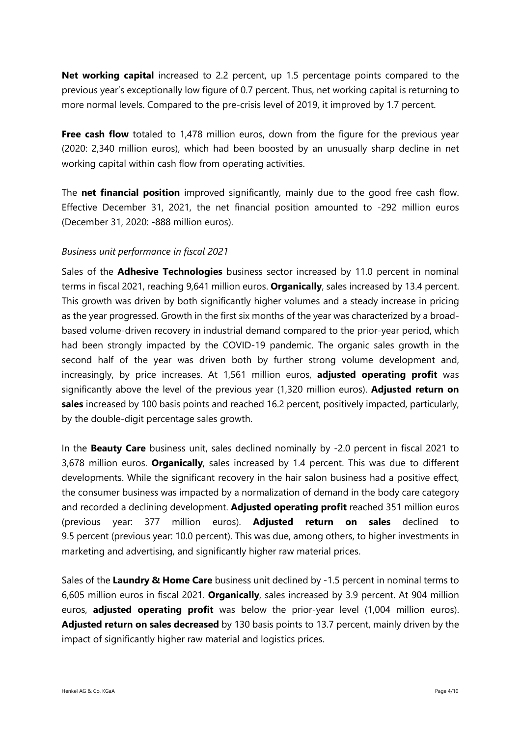**Net working capital** increased to 2.2 percent, up 1.5 percentage points compared to the previous year's exceptionally low figure of 0.7 percent. Thus, net working capital is returning to more normal levels. Compared to the pre-crisis level of 2019, it improved by 1.7 percent.

**Free cash flow** totaled to 1,478 million euros, down from the figure for the previous year (2020: 2,340 million euros), which had been boosted by an unusually sharp decline in net working capital within cash flow from operating activities.

The **net financial position** improved significantly, mainly due to the good free cash flow. Effective December 31, 2021, the net financial position amounted to -292 million euros (December 31, 2020: -888 million euros).

*Business unit performance in fiscal 2021*

Sales of the **Adhesive Technologies** business sector increased by 11.0 percent in nominal terms in fiscal 2021, reaching 9,641 million euros. **Organically**, sales increased by 13.4 percent. This growth was driven by both significantly higher volumes and a steady increase in pricing as the year progressed. Growth in the first six months of the year was characterized by a broad-based volume-driven recovery in industrial demand compared to the prior-year period, which had been strongly impacted by the COVID-19 pandemic. The organic sales growth in the second half of the year was driven both by further strong volume development and, increasingly, by price increases. At 1,561 million euros, **adjusted operating profit** was significantly above the level of the previous year (1,320 million euros). **Adjusted return on sales** increased by 100 basis points and reached 16.2 percent, positively impacted, particularly, by the double-digit percentage sales growth.

In the **Beauty Care** business unit, sales declined nominally by -2.0 percent in fiscal 2021 to 3,678 million euros. **Organically**, sales increased by 1.4 percent. This was due to different developments. While the significant recovery in the hair salon business had a positive effect, the consumer business was impacted by a normalization of demand in the body care category and recorded a declining development. **Adjusted operating profit** reached 351 million euros (previous year: 377 million euros). **Adjusted return on sales** declined to 9.5 percent (previous year: 10.0 percent). This was due, among others, to higher investments in marketing and advertising, and significantly higher raw material prices.

Sales of the **Laundry & Home Care** business unit declined by -1.5 percent in nominal terms to 6,605 million euros in fiscal 2021. **Organically**, sales increased by 3.9 percent. At 904 million euros, **adjusted operating profit** was below the prior-year level (1,004 million euros). **Adjusted return on sales decreased** by 130 basis points to 13.7 percent, mainly driven by the impact of significantly higher raw material and logistics prices.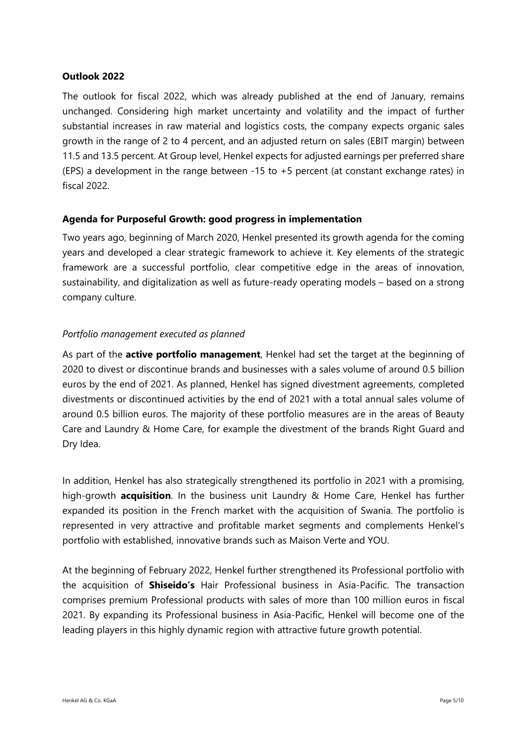**Outlook 2022**

The outlook for fiscal 2022, which was already published at the end of January, remains unchanged. Considering high market uncertainty and volatility and the impact of further substantial increases in raw material and logistics costs, the company expects organic sales growth in the range of 2 to 4 percent, and an adjusted return on sales (EBIT margin) between 11.5 and 13.5 percent. At Group level, Henkel expects for adjusted earnings per preferred share (EPS) a development in the range between -15 to +5 percent (at constant exchange rates) in fiscal 2022.

**Agenda for Purposeful Growth: good progress in implementation**

Two years ago, beginning of March 2020, Henkel presented its growth agenda for the coming years and developed a clear strategic framework to achieve it. Key elements of the strategic framework are a successful portfolio, clear competitive edge in the areas of innovation, sustainability, and digitalization as well as future-ready operating models – based on a strong company culture.

*Portfolio management executed as planned*

As part of the **active portfolio management**, Henkel had set the target at the beginning of 2020 to divest or discontinue brands and businesses with a sales volume of around 0.5 billion euros by the end of 2021. As planned, Henkel has signed divestment agreements, completed divestments or discontinued activities by the end of 2021 with a total annual sales volume of around 0.5 billion euros. The majority of these portfolio measures are in the areas of Beauty Care and Laundry & Home Care, for example the divestment of the brands Right Guard and Dry Idea.

In addition, Henkel has also strategically strengthened its portfolio in 2021 with a promising, high-growth **acquisition**. In the business unit Laundry & Home Care, Henkel has further expanded its position in the French market with the acquisition of Swania. The portfolio is represented in very attractive and profitable market segments and complements Henkel's portfolio with established, innovative brands such as Maison Verte and YOU.

At the beginning of February 2022, Henkel further strengthened its Professional portfolio with the acquisition of **Shiseido's** Hair Professional business in Asia-Pacific. The transaction comprises premium Professional products with sales of more than 100 million euros in fiscal 2021. By expanding its Professional business in Asia-Pacific, Henkel will become one of the leading players in this highly dynamic region with attractive future growth potential.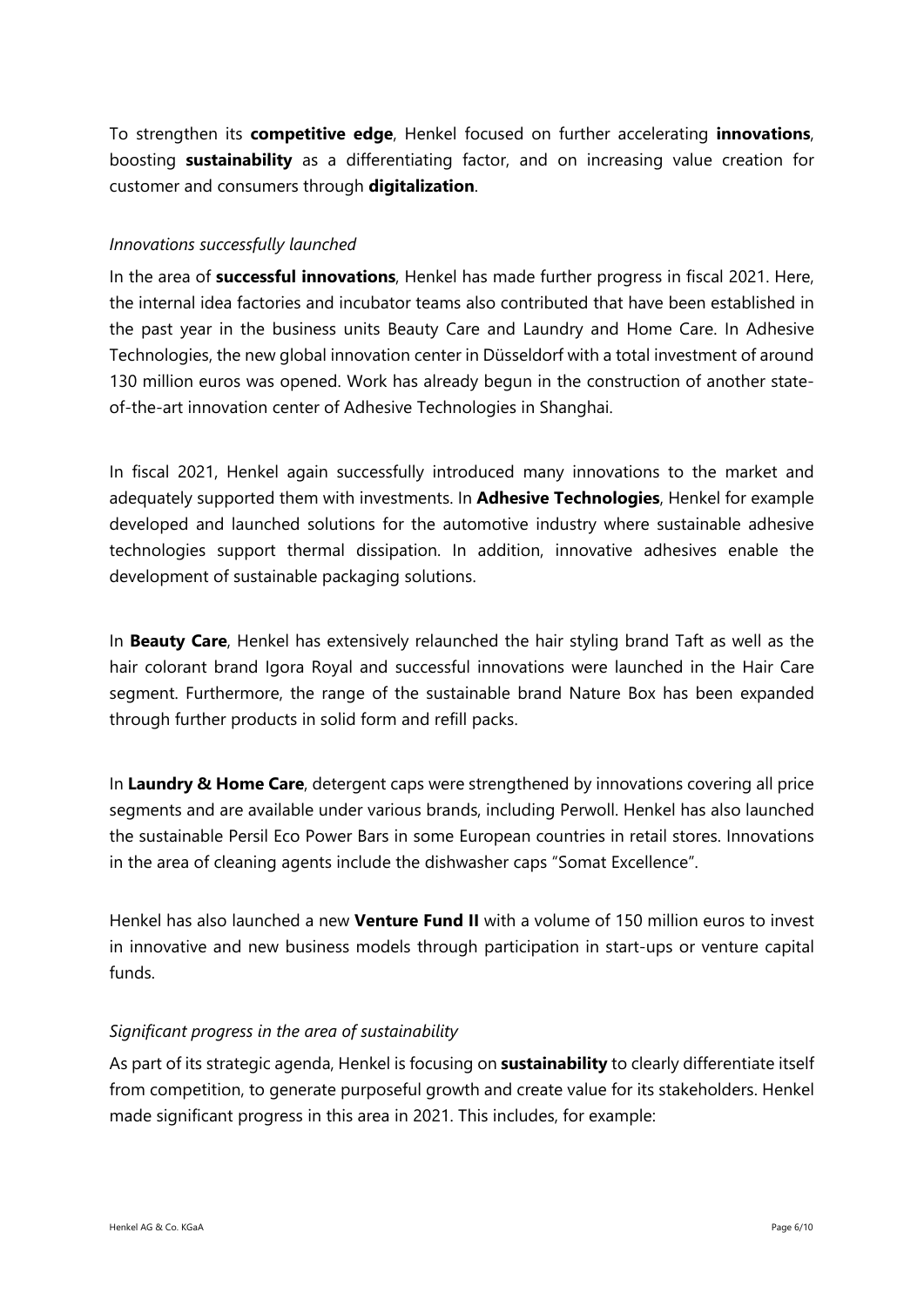To strengthen its **competitive edge**, Henkel focused on further accelerating **innovations**, boosting **sustainability** as a differentiating factor, and on increasing value creation for customer and consumers through **digitalization**.

*Innovations successfully launched*

In the area of **successful innovations**, Henkel has made further progress in fiscal 2021. Here, the internal idea factories and incubator teams also contributed that have been established in the past year in the business units Beauty Care and Laundry and Home Care. In Adhesive Technologies, the new global innovation center in Düsseldorf with a total investment of around 130 million euros was opened. Work has already begun in the construction of another state-of-the-art innovation center of Adhesive Technologies in Shanghai.

In fiscal 2021, Henkel again successfully introduced many innovations to the market and adequately supported them with investments. In **Adhesive Technologies**, Henkel for example developed and launched solutions for the automotive industry where sustainable adhesive technologies support thermal dissipation. In addition, innovative adhesives enable the development of sustainable packaging solutions.

In **Beauty Care**, Henkel has extensively relaunched the hair styling brand Taft as well as the hair colorant brand Igora Royal and successful innovations were launched in the Hair Care segment. Furthermore, the range of the sustainable brand Nature Box has been expanded through further products in solid form and refill packs.

In **Laundry & Home Care**, detergent caps were strengthened by innovations covering all price segments and are available under various brands, including Perwoll. Henkel has also launched the sustainable Persil Eco Power Bars in some European countries in retail stores. Innovations in the area of cleaning agents include the dishwasher caps "Somat Excellence".

Henkel has also launched a new **Venture Fund II** with a volume of 150 million euros to invest in innovative and new business models through participation in start-ups or venture capital funds.

*Significant progress in the area of sustainability*

As part of its strategic agenda, Henkel is focusing on **sustainability** to clearly differentiate itself from competition, to generate purposeful growth and create value for its stakeholders. Henkel made significant progress in this area in 2021. This includes, for example: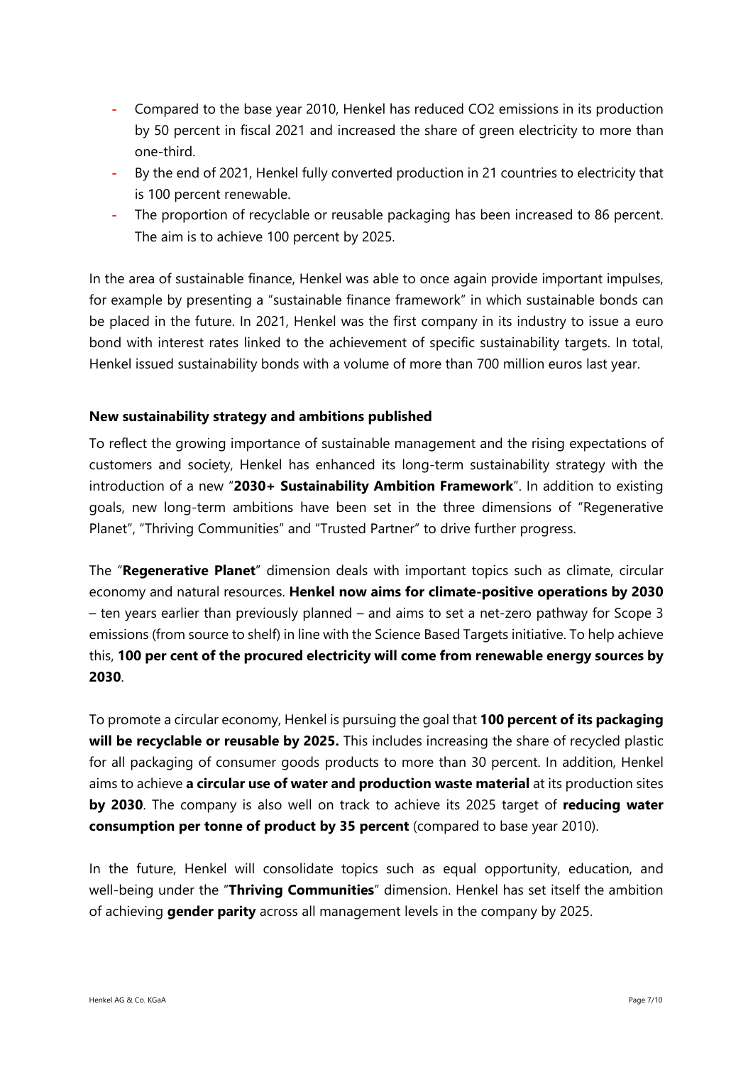- Compared to the base year 2010, Henkel has reduced $CO_2$ emissions in its production by 50 percent in fiscal 2021 and increased the share of green electricity to more than one-third.
- By the end of 2021, Henkel fully converted production in 21 countries to electricity that is 100 percent renewable.
- The proportion of recyclable or reusable packaging has been increased to 86 percent. The aim is to achieve 100 percent by 2025.

In the area of sustainable finance, Henkel was able to once again provide important impulses, for example by presenting a "sustainable finance framework" in which sustainable bonds can be placed in the future. In 2021, Henkel was the first company in its industry to issue a euro bond with interest rates linked to the achievement of specific sustainability targets. In total, Henkel issued sustainability bonds with a volume of more than 700 million euros last year.

**New sustainability strategy and ambitions published**

To reflect the growing importance of sustainable management and the rising expectations of customers and society, Henkel has enhanced its long-term sustainability strategy with the introduction of a new "**2030+ Sustainability Ambition Framework**". In addition to existing goals, new long-term ambitions have been set in the three dimensions of "Regenerative Planet", "Thriving Communities" and "Trusted Partner" to drive further progress.

The "**Regenerative Planet**" dimension deals with important topics such as climate, circular economy and natural resources. **Henkel now aims for climate-positive operations by 2030** – ten years earlier than previously planned – and aims to set a net-zero pathway for Scope 3 emissions (from source to shelf) in line with the Science Based Targets initiative. To help achieve this, **100 per cent of the procured electricity will come from renewable energy sources by 2030**.

To promote a circular economy, Henkel is pursuing the goal that **100 percent of its packaging will be recyclable or reusable by 2025.** This includes increasing the share of recycled plastic for all packaging of consumer goods products to more than 30 percent. In addition, Henkel aims to achieve **a circular use of water and production waste material** at its production sites **by 2030**. The company is also well on track to achieve its 2025 target of **reducing water consumption per tonne of product by 35 percent** (compared to base year 2010).

In the future, Henkel will consolidate topics such as equal opportunity, education, and well-being under the "**Thriving Communities**" dimension. Henkel has set itself the ambition of achieving **gender parity** across all management levels in the company by 2025.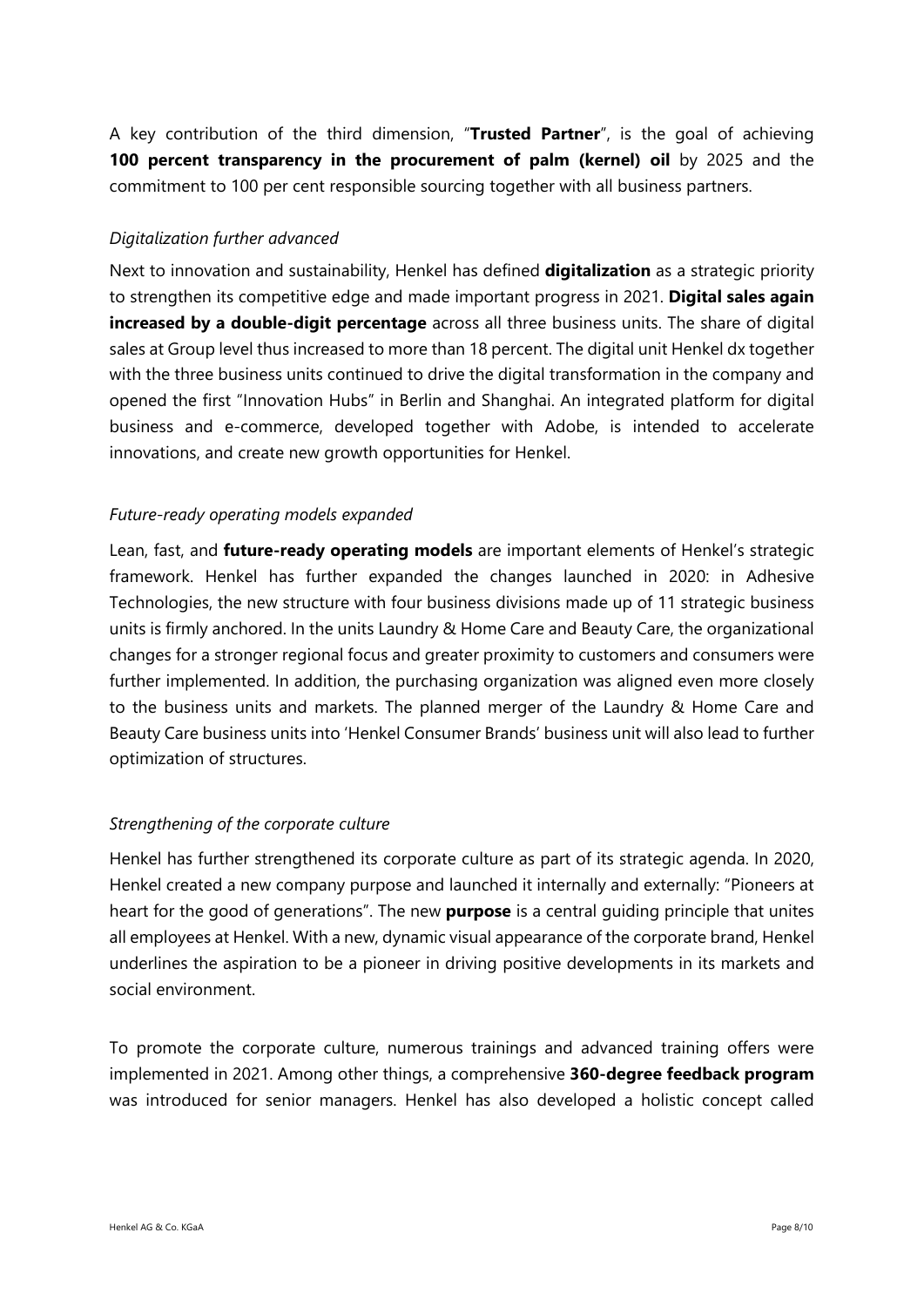A key contribution of the third dimension, "**Trusted Partner**", is the goal of achieving **100 percent transparency in the procurement of palm (kernel) oil** by 2025 and the commitment to 100 per cent responsible sourcing together with all business partners.

*Digitalization further advanced*

Next to innovation and sustainability, Henkel has defined **digitalization** as a strategic priority to strengthen its competitive edge and made important progress in 2021. **Digital sales again increased by a double-digit percentage** across all three business units. The share of digital sales at Group level thus increased to more than 18 percent. The digital unit Henkel dx together with the three business units continued to drive the digital transformation in the company and opened the first "Innovation Hubs" in Berlin and Shanghai. An integrated platform for digital business and e-commerce, developed together with Adobe, is intended to accelerate innovations, and create new growth opportunities for Henkel.

*Future-ready operating models expanded*

Lean, fast, and **future-ready operating models** are important elements of Henkel's strategic framework. Henkel has further expanded the changes launched in 2020: in Adhesive Technologies, the new structure with four business divisions made up of 11 strategic business units is firmly anchored. In the units Laundry & Home Care and Beauty Care, the organizational changes for a stronger regional focus and greater proximity to customers and consumers were further implemented. In addition, the purchasing organization was aligned even more closely to the business units and markets. The planned merger of the Laundry & Home Care and Beauty Care business units into 'Henkel Consumer Brands' business unit will also lead to further optimization of structures.

*Strengthening of the corporate culture*

Henkel has further strengthened its corporate culture as part of its strategic agenda. In 2020, Henkel created a new company purpose and launched it internally and externally: "Pioneers at heart for the good of generations". The new **purpose** is a central guiding principle that unites all employees at Henkel. With a new, dynamic visual appearance of the corporate brand, Henkel underlines the aspiration to be a pioneer in driving positive developments in its markets and social environment.

To promote the corporate culture, numerous trainings and advanced training offers were implemented in 2021. Among other things, a comprehensive **360-degree feedback program** was introduced for senior managers. Henkel has also developed a holistic concept called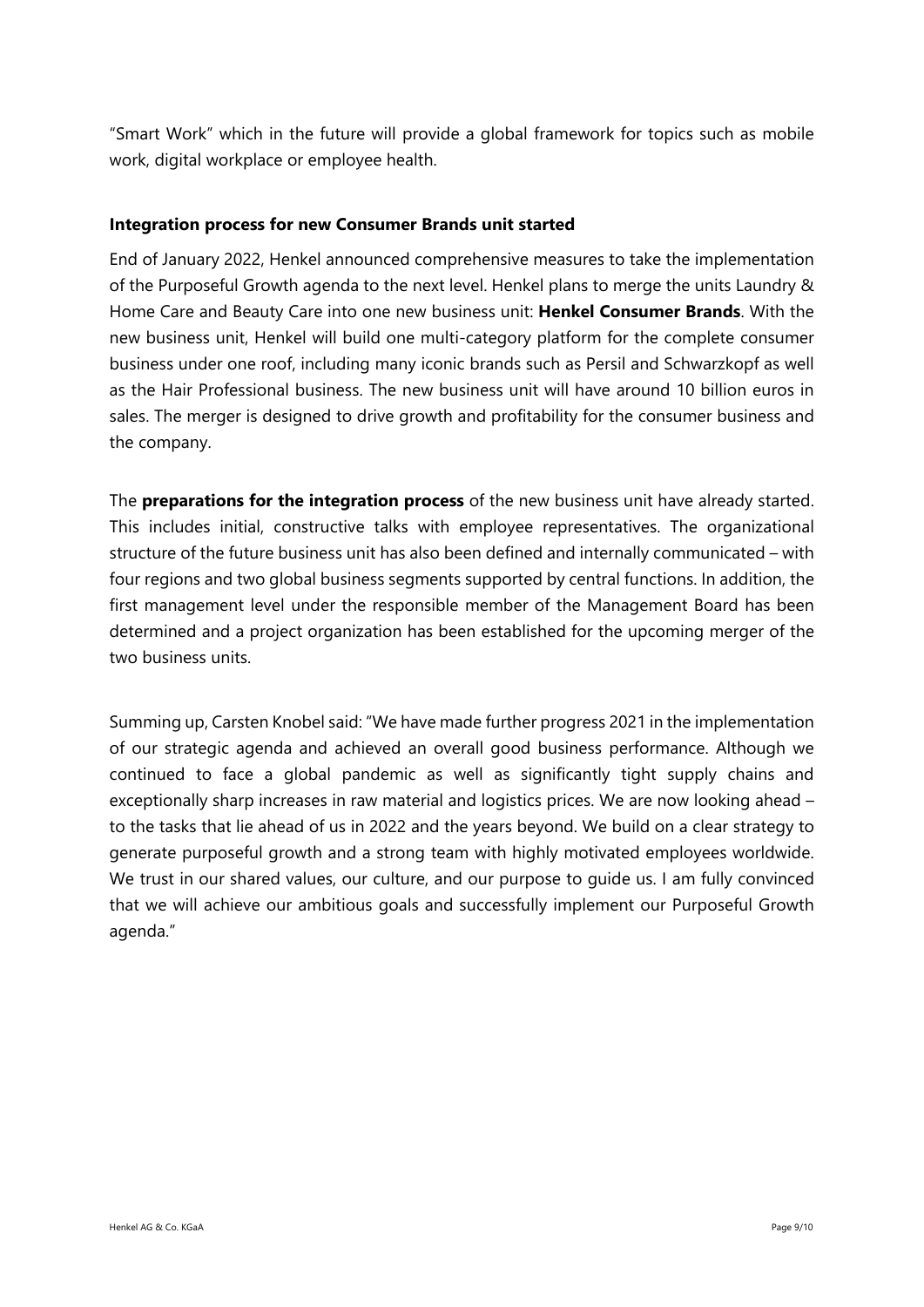"Smart Work" which in the future will provide a global framework for topics such as mobile work, digital workplace or employee health.

**Integration process for new Consumer Brands unit started**

End of January 2022, Henkel announced comprehensive measures to take the implementation of the Purposeful Growth agenda to the next level. Henkel plans to merge the units Laundry & Home Care and Beauty Care into one new business unit: **Henkel Consumer Brands**. With the new business unit, Henkel will build one multi-category platform for the complete consumer business under one roof, including many iconic brands such as Persil and Schwarzkopf as well as the Hair Professional business. The new business unit will have around 10 billion euros in sales. The merger is designed to drive growth and profitability for the consumer business and the company.

The **preparations for the integration process** of the new business unit have already started. This includes initial, constructive talks with employee representatives. The organizational structure of the future business unit has also been defined and internally communicated – with four regions and two global business segments supported by central functions. In addition, the first management level under the responsible member of the Management Board has been determined and a project organization has been established for the upcoming merger of the two business units.

Summing up, Carsten Knobel said: "We have made further progress 2021 in the implementation of our strategic agenda and achieved an overall good business performance. Although we continued to face a global pandemic as well as significantly tight supply chains and exceptionally sharp increases in raw material and logistics prices. We are now looking ahead – to the tasks that lie ahead of us in 2022 and the years beyond. We build on a clear strategy to generate purposeful growth and a strong team with highly motivated employees worldwide. We trust in our shared values, our culture, and our purpose to guide us. I am fully convinced that we will achieve our ambitious goals and successfully implement our Purposeful Growth agenda."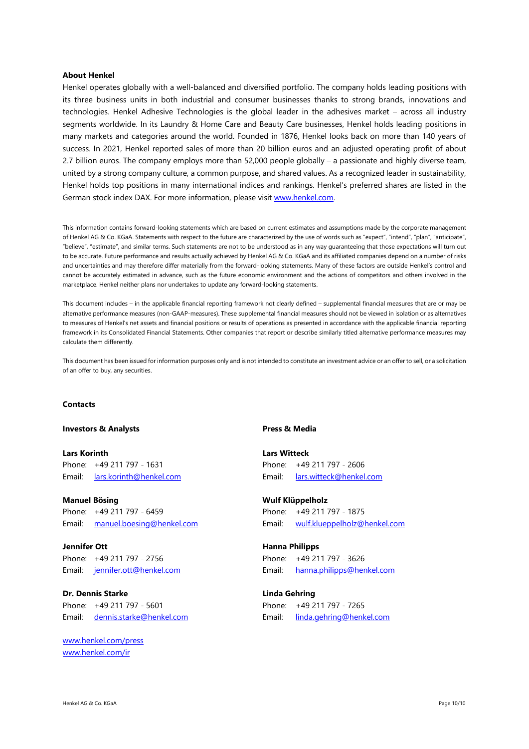**About Henkel**

Henkel operates globally with a well-balanced and diversified portfolio. The company holds leading positions with its three business units in both industrial and consumer businesses thanks to strong brands, innovations and technologies. Henkel Adhesive Technologies is the global leader in the adhesives market – across all industry segments worldwide. In its Laundry & Home Care and Beauty Care businesses, Henkel holds leading positions in many markets and categories around the world. Founded in 1876, Henkel looks back on more than 140 years of success. In 2021, Henkel reported sales of more than 20 billion euros and an adjusted operating profit of about 2.7 billion euros. The company employs more than 52,000 people globally – a passionate and highly diverse team, united by a strong company culture, a common purpose, and shared values. As a recognized leader in sustainability, Henkel holds top positions in many international indices and rankings. Henkel's preferred shares are listed in the German stock index DAX. For more information, please visit www.henkel.com.

This information contains forward-looking statements which are based on current estimates and assumptions made by the corporate management of Henkel AG & Co. KGaA. Statements with respect to the future are characterized by the use of words such as "expect", "intend", "plan", "anticipate", "believe", "estimate", and similar terms. Such statements are not to be understood as in any way guaranteeing that those expectations will turn out to be accurate. Future performance and results actually achieved by Henkel AG & Co. KGaA and its affiliated companies depend on a number of risks and uncertainties and may therefore differ materially from the forward-looking statements. Many of these factors are outside Henkel's control and cannot be accurately estimated in advance, such as the future economic environment and the actions of competitors and others involved in the marketplace. Henkel neither plans nor undertakes to update any forward-looking statements.

This document includes – in the applicable financial reporting framework not clearly defined – supplemental financial measures that are or may be alternative performance measures (non-GAAP-measures). These supplemental financial measures should not be viewed in isolation or as alternatives to measures of Henkel's net assets and financial positions or results of operations as presented in accordance with the applicable financial reporting framework in its Consolidated Financial Statements. Other companies that report or describe similarly titled alternative performance measures may calculate them differently.

This document has been issued for information purposes only and is not intended to constitute an investment advice or an offer to sell, or a solicitation of an offer to buy, any securities.

**Contacts**

**Investors & Analysts**

**Lars Korinth**
Phone: +49 211 797 - 1631
Email: lars.korinth@henkel.com

**Manuel Bösing**
Phone: +49 211 797 - 6459
Email: manuel.boesing@henkel.com

**Jennifer Ott**
Phone: +49 211 797 - 2756
Email: jennifer.ott@henkel.com

**Dr. Dennis Starke**
Phone: +49 211 797 - 5601
Email: dennis.starke@henkel.com

**Press & Media**

**Lars Witteck**
Phone: +49 211 797 - 2606
Email: lars.witteck@henkel.com

**Wulf Klüppelholz**
Phone: +49 211 797 - 1875
Email: wulf.klueppelholz@henkel.com

**Hanna Philipps**
Phone: +49 211 797 - 3626
Email: hanna.philipps@henkel.com

**Linda Gehring**
Phone: +49 211 797 - 7265
Email: linda.gehring@henkel.com

www.henkel.com/press
www.henkel.com/ir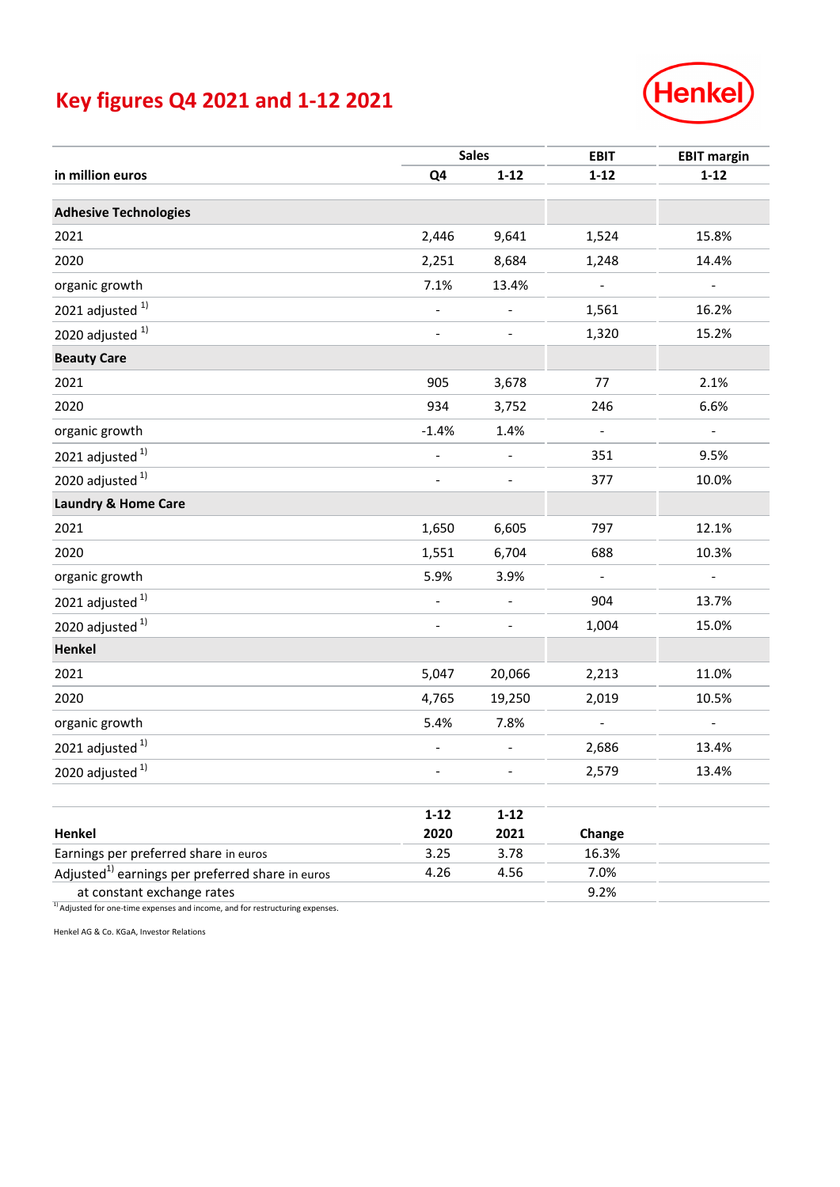# Key figures Q4 2021 and 1-12 2021

| in million euros | Sales Q4 | Sales 1-12 | EBIT 1-12 | EBIT margin 1-12 |
|---|---|---|---|---|
| **Adhesive Technologies** | | | | |
| 2021 | 2,446 | 9,641 | 1,524 | 15.8% |
| 2020 | 2,251 | 8,684 | 1,248 | 14.4% |
| organic growth | 7.1% | 13.4% | - | - |
| 2021 adjusted [1] | - | - | 1,561 | 16.2% |
| 2020 adjusted [1] | - | - | 1,320 | 15.2% |
| **Beauty Care** | | | | |
| 2021 | 905 | 3,678 | 77 | 2.1% |
| 2020 | 934 | 3,752 | 246 | 6.6% |
| organic growth | -1.4% | 1.4% | - | - |
| 2021 adjusted [1] | - | - | 351 | 9.5% |
| 2020 adjusted [1] | - | - | 377 | 10.0% |
| **Laundry & Home Care** | | | | |
| 2021 | 1,650 | 6,605 | 797 | 12.1% |
| 2020 | 1,551 | 6,704 | 688 | 10.3% |
| organic growth | 5.9% | 3.9% | - | - |
| 2021 adjusted [1] | - | - | 904 | 13.7% |
| 2020 adjusted [1] | - | - | 1,004 | 15.0% |
| **Henkel** | | | | |
| 2021 | 5,047 | 20,066 | 2,213 | 11.0% |
| 2020 | 4,765 | 19,250 | 2,019 | 10.5% |
| organic growth | 5.4% | 7.8% | - | - |
| 2021 adjusted [1] | - | - | 2,686 | 13.4% |
| 2020 adjusted [1] | - | - | 2,579 | 13.4% |

| **Henkel** | **1-12 2020** | **1-12 2021** | **Change** |
|---|---|---|---|
| Earnings per preferred share in euros | 3.25 | 3.78 | 16.3% |
| Adjusted[1] earnings per preferred share in euros | 4.26 | 4.56 | 7.0% |
| at constant exchange rates | | | 9.2% |

[1] Adjusted for one-time expenses and income, and for restructuring expenses.

Henkel AG & Co. KGaA, Investor Relations